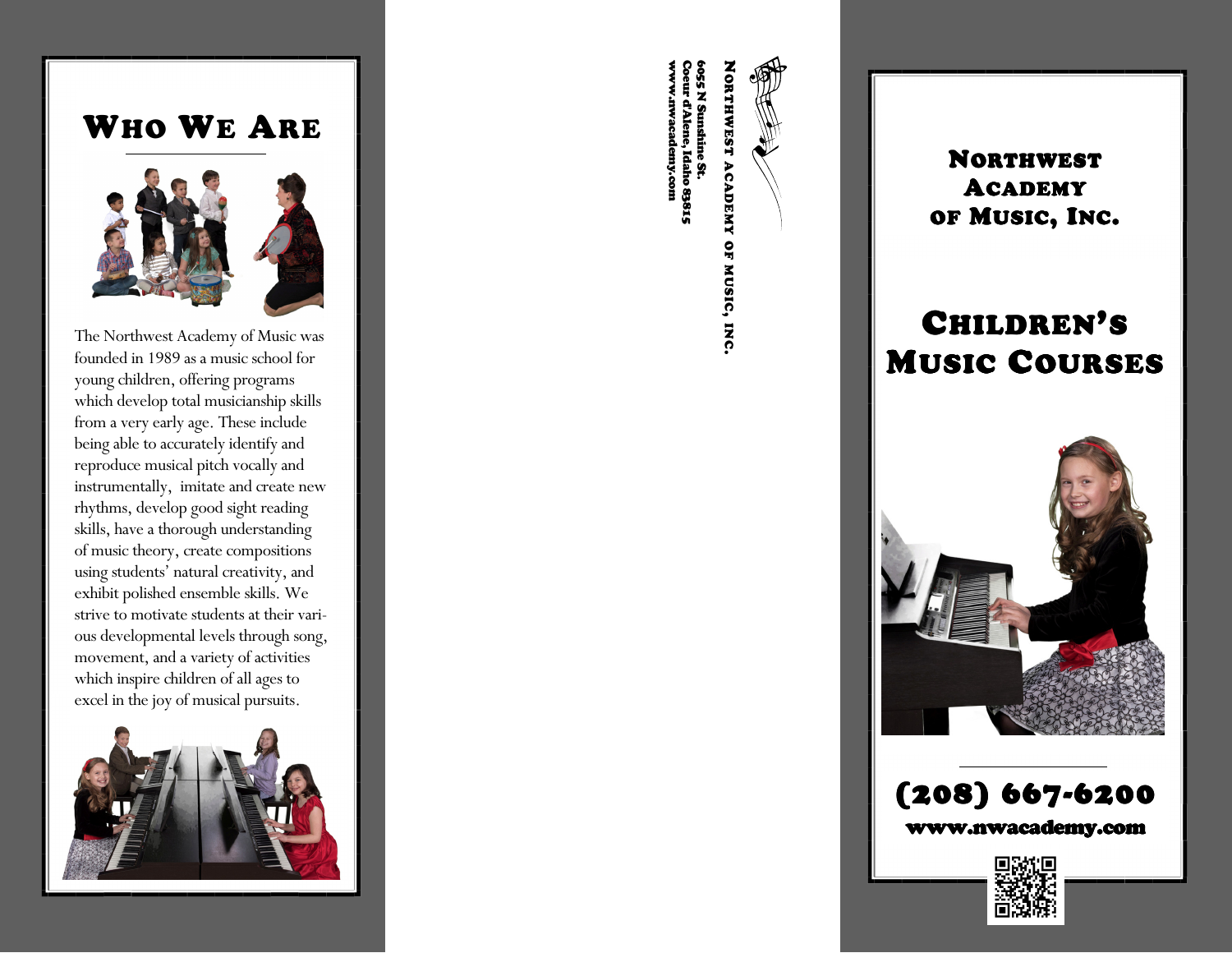# Who We Are

The Northwest Academy of Music was founded in 1989 as a music school for young children, offering programs which develop total musicianship skills from a very early age. These include being able to accurately identify and reproduce musical pitch vocally and instrumentally, imitate and create new rhythms, develop good sight reading skills, have a thorough understanding of music theory, create compositions using students' natural creativity, and exhibit polished ensemble skills. We strive to motivate students at their various developmental levels through song, movement, and a variety of activities which inspire children of all ages to excel in the joy of musical pursuits.

**Northwest Academy of Music, Inc.**

6055 N Sunshine St.
Coeur d'Alene, Idaho 83815
www.nwacademy.com

# Northwest Academy of Music, Inc.

# Children's Music Courses

**(208) 667-6200**

**www.nwacademy.com**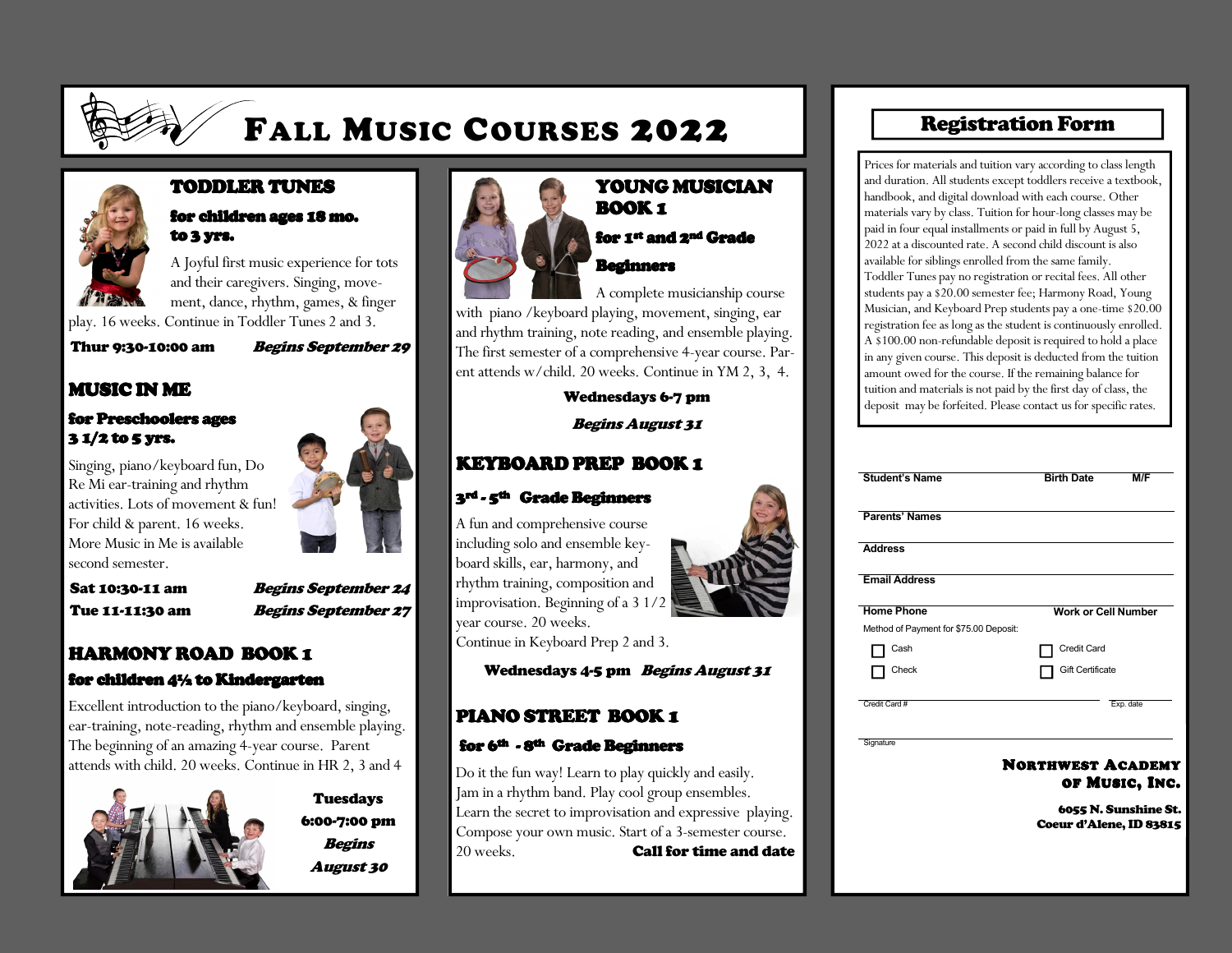# Fall Music Courses 2022

## TODDLER TUNES

### for children ages 18 mo. to 3 yrs.

A Joyful first music experience for tots and their caregivers. Singing, movement, dance, rhythm, games, & finger play. 16 weeks. Continue in Toddler Tunes 2 and 3.

**Thur 9:30-10:00 am** ***Begins September 29***

## MUSIC IN ME

### for Preschoolers ages 3 1/2 to 5 yrs.

Singing, piano/keyboard fun, Do Re Mi ear-training and rhythm activities. Lots of movement & fun! For child & parent. 16 weeks. More Music in Me is available second semester.

**Sat 10:30-11 am** ***Begins September 24***

**Tue 11-11:30 am** ***Begins September 27***

## HARMONY ROAD BOOK 1

### for children 4½ to Kindergarten

Excellent introduction to the piano/keyboard, singing, ear-training, note-reading, rhythm and ensemble playing. The beginning of an amazing 4-year course. Parent attends with child. 20 weeks. Continue in HR 2, 3 and 4

**Tuesdays 6:00-7:00 pm** ***Begins August 30***

## YOUNG MUSICIAN BOOK 1

### for 1st and 2nd Grade Beginners

A complete musicianship course with piano /keyboard playing, movement, singing, ear and rhythm training, note reading, and ensemble playing. The first semester of a comprehensive 4-year course. Parent attends w/child. 20 weeks. Continue in YM 2, 3, 4.

**Wednesdays 6-7 pm**

***Begins August 31***

## KEYBOARD PREP BOOK 1

### 3rd - 5th Grade Beginners

A fun and comprehensive course including solo and ensemble keyboard skills, ear, harmony, and rhythm training, composition and improvisation. Beginning of a 3 1/2 year course. 20 weeks.
Continue in Keyboard Prep 2 and 3.

**Wednesdays 4-5 pm** ***Begins August 31***

## PIANO STREET BOOK 1

### for 6th - 8th Grade Beginners

Do it the fun way! Learn to play quickly and easily. Jam in a rhythm band. Play cool group ensembles. Learn the secret to improvisation and expressive playing. Compose your own music. Start of a 3-semester course. 20 weeks. **Call for time and date**

## Registration Form

Prices for materials and tuition vary according to class length and duration. All students except toddlers receive a textbook, handbook, and digital download with each course. Other materials vary by class. Tuition for hour-long classes may be paid in four equal installments or paid in full by August 5, 2022 at a discounted rate. A second child discount is also available for siblings enrolled from the same family. Toddler Tunes pay no registration or recital fees. All other students pay a $20.00 semester fee; Harmony Road, Young Musician, and Keyboard Prep students pay a one-time $20.00 registration fee as long as the student is continuously enrolled. A $100.00 non-refundable deposit is required to hold a place in any given course. This deposit is deducted from the tuition amount owed for the course. If the remaining balance for tuition and materials is not paid by the first day of class, the deposit may be forfeited. Please contact us for specific rates.

Student's Name ______ Birth Date ______ M/F ______

Parents' Names ______

Address ______

Email Address ______

Home Phone ______ Work or Cell Number ______

Method of Payment for $75.00 Deposit:

- ☐ Cash
- ☐ Credit Card
- ☐ Check
- ☐ Gift Certificate

Credit Card # ______ Exp. date ______

Signature ______

**Northwest Academy of Music, Inc.**

**6055 N. Sunshine St.**
**Coeur d'Alene, ID 83815**